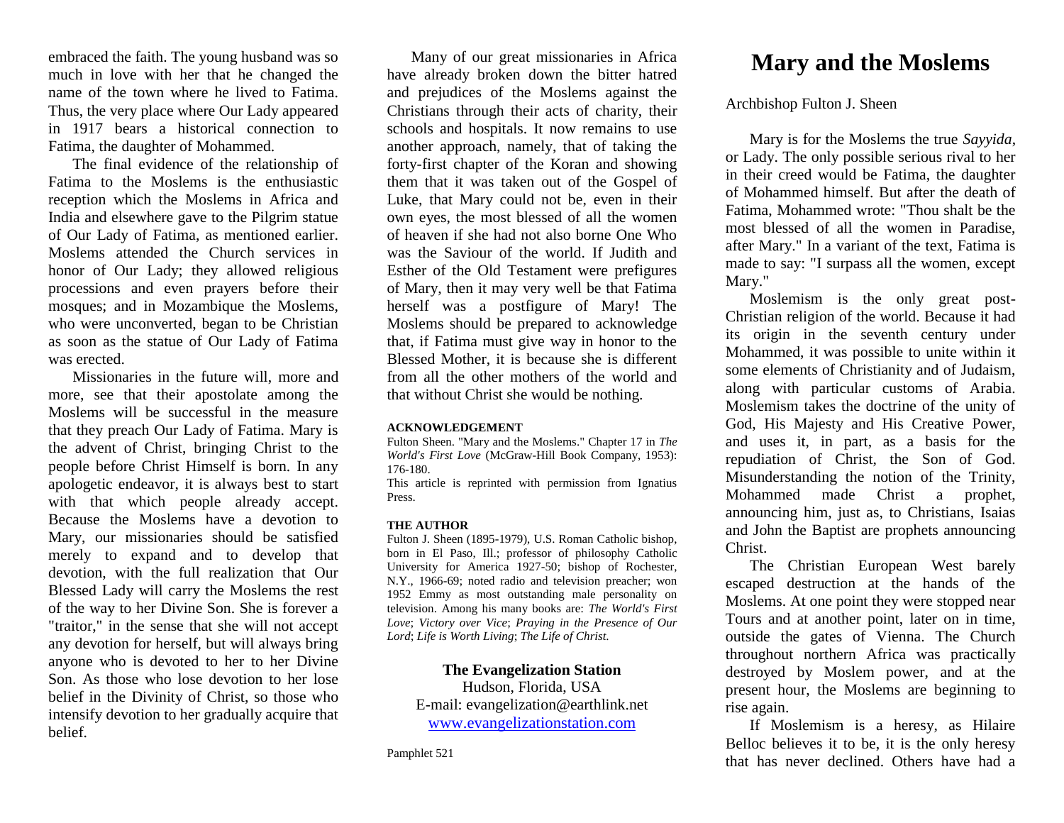embraced the faith. The young husband was so much in love with her that he changed the name of the town where he lived to Fatima. Thus, the very place where Our Lady appeared in 1917 bears a historical connection to Fatima, the daughter of Mohammed.

The final evidence of the relationship of Fatima to the Moslems is the enthusiastic reception which the Moslems in Africa and India and elsewhere gave to the Pilgrim statue of Our Lady of Fatima, as mentioned earlier. Moslems attended the Church services in honor of Our Lady; they allowed religious processions and even prayers before their mosques; and in Mozambique the Moslems, who were unconverted, began to be Christian as soon as the statue of Our Lady of Fatima was erected.

Missionaries in the future will, more and more, see that their apostolate among the Moslems will be successful in the measure that they preach Our Lady of Fatima. Mary is the advent of Christ, bringing Christ to the people before Christ Himself is born. In any apologetic endeavor, it is always best to start with that which people already accept. Because the Moslems have a devotion to Mary, our missionaries should be satisfied merely to expand and to develop that devotion, with the full realization that Our Blessed Lady will carry the Moslems the rest of the way to her Divine Son. She is forever a "traitor," in the sense that she will not accept any devotion for herself, but will always bring anyone who is devoted to her to her Divine Son. As those who lose devotion to her lose belief in the Divinity of Christ, so those who intensify devotion to her gradually acquire that belief.

Many of our great missionaries in Africa have already broken down the bitter hatred and prejudices of the Moslems against the Christians through their acts of charity, their schools and hospitals. It now remains to use another approach, namely, that of taking the forty-first chapter of the Koran and showing them that it was taken out of the Gospel of Luke, that Mary could not be, even in their own eyes, the most blessed of all the women of heaven if she had not also borne One Who was the Saviour of the world. If Judith and Esther of the Old Testament were prefigures of Mary, then it may very well be that Fatima herself was a postfigure of Mary! The Moslems should be prepared to acknowledge that, if Fatima must give way in honor to the Blessed Mother, it is because she is different from all the other mothers of the world and that without Christ she would be nothing.

**ACKNOWLEDGEMENT**

Fulton Sheen. "Mary and the Moslems." Chapter 17 in *The World's First Love* (McGraw-Hill Book Company, 1953): 176-180.

This article is reprinted with permission from Ignatius Press.

**THE AUTHOR**

Fulton J. Sheen (1895-1979), U.S. Roman Catholic bishop, born in El Paso, Ill.; professor of philosophy Catholic University for America 1927-50; bishop of Rochester, N.Y., 1966-69; noted radio and television preacher; won 1952 Emmy as most outstanding male personality on television. Among his many books are: *The World's First Love*; *Victory over Vice*; *Praying in the Presence of Our Lord*; *Life is Worth Living*; *The Life of Christ.*

**The Evangelization Station**
Hudson, Florida, USA
E-mail: evangelization@earthlink.net
www.evangelizationstation.com

Pamphlet 521

# Mary and the Moslems

Archbishop Fulton J. Sheen

Mary is for the Moslems the true *Sayyida*, or Lady. The only possible serious rival to her in their creed would be Fatima, the daughter of Mohammed himself. But after the death of Fatima, Mohammed wrote: "Thou shalt be the most blessed of all the women in Paradise, after Mary." In a variant of the text, Fatima is made to say: "I surpass all the women, except Mary."

Moslemism is the only great post-Christian religion of the world. Because it had its origin in the seventh century under Mohammed, it was possible to unite within it some elements of Christianity and of Judaism, along with particular customs of Arabia. Moslemism takes the doctrine of the unity of God, His Majesty and His Creative Power, and uses it, in part, as a basis for the repudiation of Christ, the Son of God. Misunderstanding the notion of the Trinity, Mohammed made Christ a prophet, announcing him, just as, to Christians, Isaias and John the Baptist are prophets announcing Christ.

The Christian European West barely escaped destruction at the hands of the Moslems. At one point they were stopped near Tours and at another point, later on in time, outside the gates of Vienna. The Church throughout northern Africa was practically destroyed by Moslem power, and at the present hour, the Moslems are beginning to rise again.

If Moslemism is a heresy, as Hilaire Belloc believes it to be, it is the only heresy that has never declined. Others have had a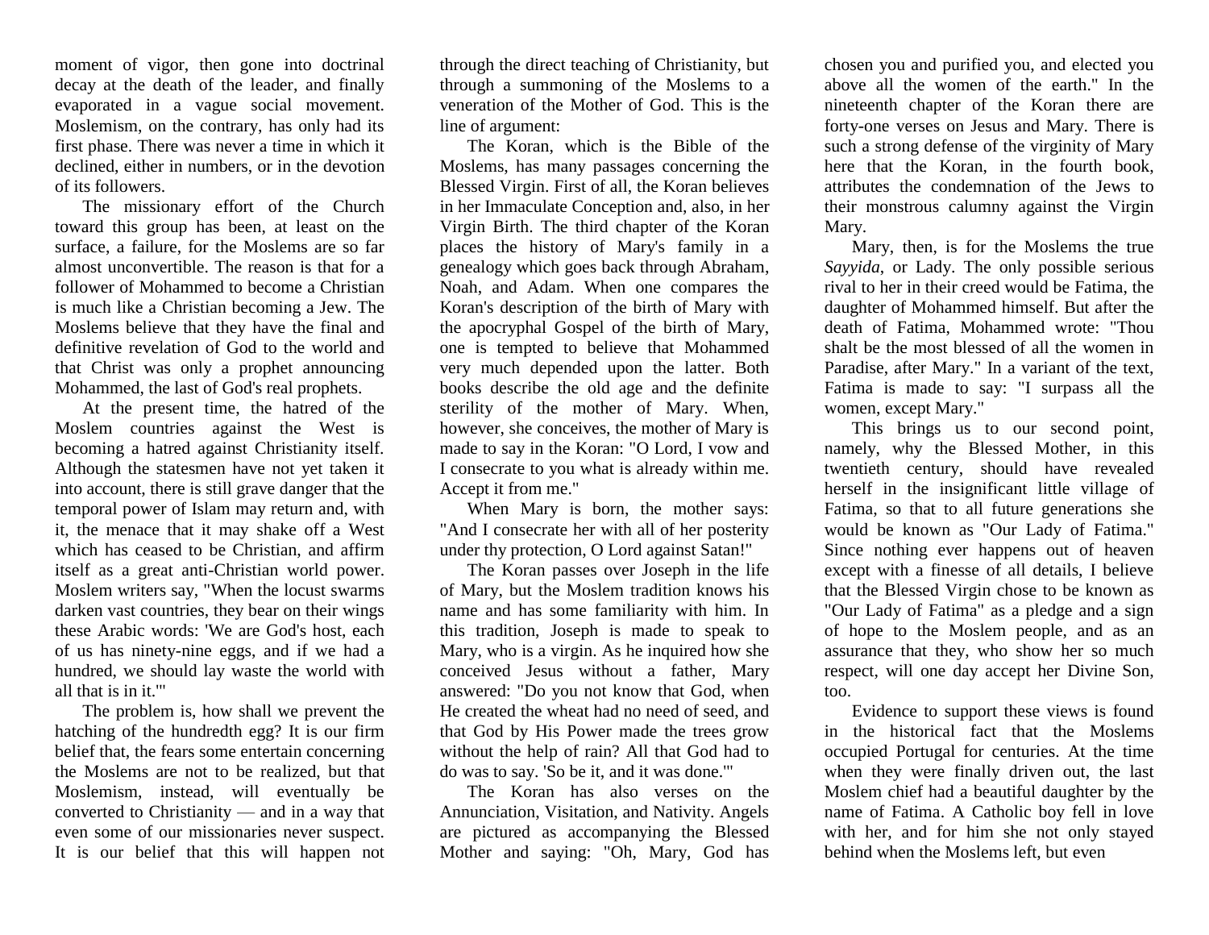moment of vigor, then gone into doctrinal decay at the death of the leader, and finally evaporated in a vague social movement. Moslemism, on the contrary, has only had its first phase. There was never a time in which it declined, either in numbers, or in the devotion of its followers.

The missionary effort of the Church toward this group has been, at least on the surface, a failure, for the Moslems are so far almost unconvertible. The reason is that for a follower of Mohammed to become a Christian is much like a Christian becoming a Jew. The Moslems believe that they have the final and definitive revelation of God to the world and that Christ was only a prophet announcing Mohammed, the last of God's real prophets.

At the present time, the hatred of the Moslem countries against the West is becoming a hatred against Christianity itself. Although the statesmen have not yet taken it into account, there is still grave danger that the temporal power of Islam may return and, with it, the menace that it may shake off a West which has ceased to be Christian, and affirm itself as a great anti-Christian world power. Moslem writers say, "When the locust swarms darken vast countries, they bear on their wings these Arabic words: 'We are God's host, each of us has ninety-nine eggs, and if we had a hundred, we should lay waste the world with all that is in it.'"

The problem is, how shall we prevent the hatching of the hundredth egg? It is our firm belief that, the fears some entertain concerning the Moslems are not to be realized, but that Moslemism, instead, will eventually be converted to Christianity — and in a way that even some of our missionaries never suspect. It is our belief that this will happen not through the direct teaching of Christianity, but through a summoning of the Moslems to a veneration of the Mother of God. This is the line of argument:

The Koran, which is the Bible of the Moslems, has many passages concerning the Blessed Virgin. First of all, the Koran believes in her Immaculate Conception and, also, in her Virgin Birth. The third chapter of the Koran places the history of Mary's family in a genealogy which goes back through Abraham, Noah, and Adam. When one compares the Koran's description of the birth of Mary with the apocryphal Gospel of the birth of Mary, one is tempted to believe that Mohammed very much depended upon the latter. Both books describe the old age and the definite sterility of the mother of Mary. When, however, she conceives, the mother of Mary is made to say in the Koran: "O Lord, I vow and I consecrate to you what is already within me. Accept it from me."

When Mary is born, the mother says: "And I consecrate her with all of her posterity under thy protection, O Lord against Satan!"

The Koran passes over Joseph in the life of Mary, but the Moslem tradition knows his name and has some familiarity with him. In this tradition, Joseph is made to speak to Mary, who is a virgin. As he inquired how she conceived Jesus without a father, Mary answered: "Do you not know that God, when He created the wheat had no need of seed, and that God by His Power made the trees grow without the help of rain? All that God had to do was to say. 'So be it, and it was done.'"

The Koran has also verses on the Annunciation, Visitation, and Nativity. Angels are pictured as accompanying the Blessed Mother and saying: "Oh, Mary, God has chosen you and purified you, and elected you above all the women of the earth." In the nineteenth chapter of the Koran there are forty-one verses on Jesus and Mary. There is such a strong defense of the virginity of Mary here that the Koran, in the fourth book, attributes the condemnation of the Jews to their monstrous calumny against the Virgin Mary.

Mary, then, is for the Moslems the true *Sayyida*, or Lady. The only possible serious rival to her in their creed would be Fatima, the daughter of Mohammed himself. But after the death of Fatima, Mohammed wrote: "Thou shalt be the most blessed of all the women in Paradise, after Mary." In a variant of the text, Fatima is made to say: "I surpass all the women, except Mary."

This brings us to our second point, namely, why the Blessed Mother, in this twentieth century, should have revealed herself in the insignificant little village of Fatima, so that to all future generations she would be known as "Our Lady of Fatima." Since nothing ever happens out of heaven except with a finesse of all details, I believe that the Blessed Virgin chose to be known as "Our Lady of Fatima" as a pledge and a sign of hope to the Moslem people, and as an assurance that they, who show her so much respect, will one day accept her Divine Son, too.

Evidence to support these views is found in the historical fact that the Moslems occupied Portugal for centuries. At the time when they were finally driven out, the last Moslem chief had a beautiful daughter by the name of Fatima. A Catholic boy fell in love with her, and for him she not only stayed behind when the Moslems left, but even